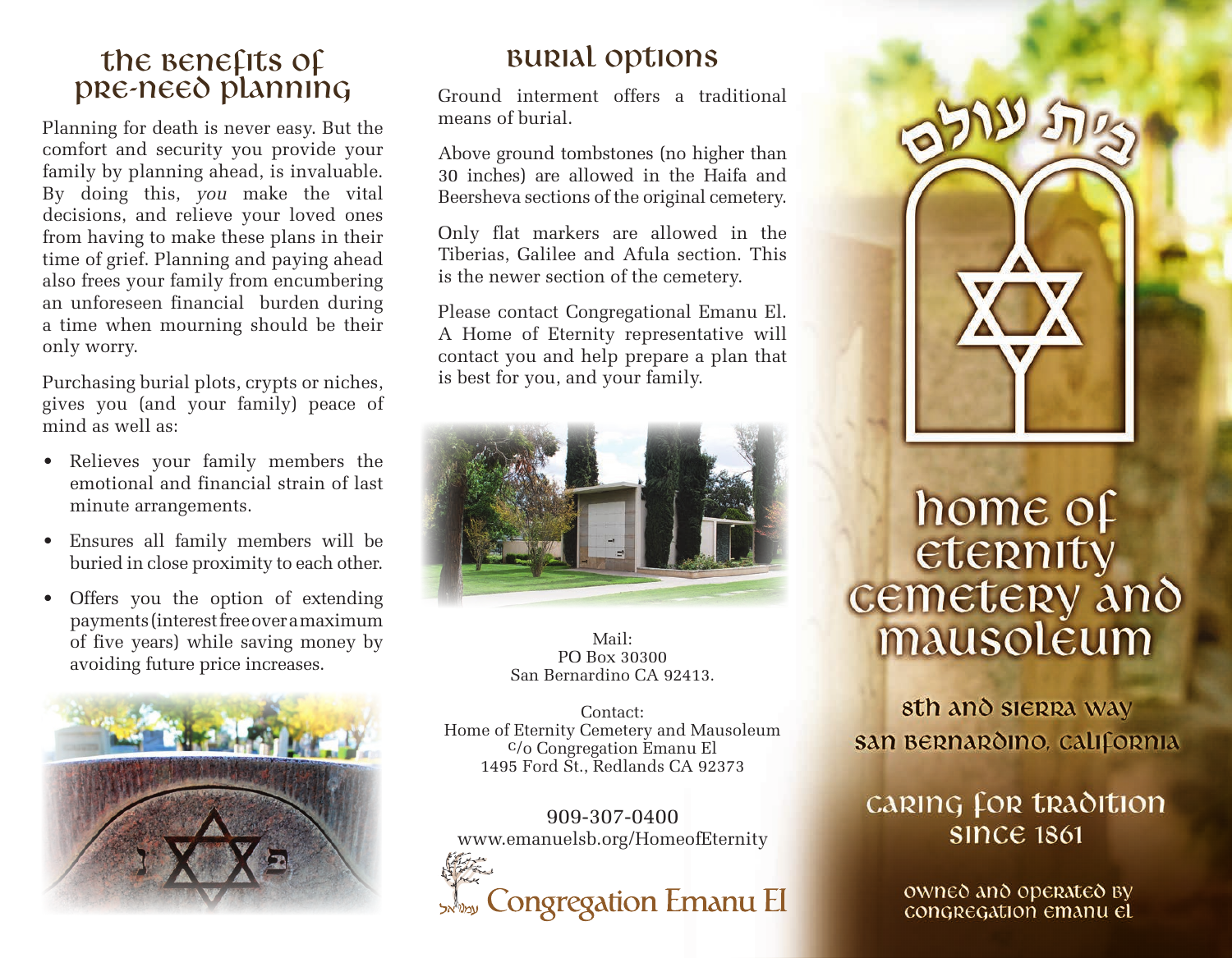## The Benefits of Pre-Need Planning

Planning for death is never easy. But the comfort and security you provide your family by planning ahead, is invaluable. By doing this, *you* make the vital decisions, and relieve your loved ones from having to make these plans in their time of grief. Planning and paying ahead also frees your family from encumbering an unforeseen financial burden during a time when mourning should be their only worry.

Purchasing burial plots, crypts or niches, gives you (and your family) peace of mind as well as:

- Relieves your family members the emotional and financial strain of last minute arrangements.
- Ensures all family members will be buried in close proximity to each other.
- Offers you the option of extending payments (interest free over a maximum of five years) while saving money by avoiding future price increases.

## Burial Options

Ground interment offers a traditional means of burial.

Above ground tombstones (no higher than 30 inches) are allowed in the Haifa and Beersheva sections of the original cemetery.

Only flat markers are allowed in the Tiberias, Galilee and Afula section. This is the newer section of the cemetery.

Please contact Congregational Emanu El. A Home of Eternity representative will contact you and help prepare a plan that is best for you, and your family.

Mail:
PO Box 30300
San Bernardino CA 92413.

Contact:
Home of Eternity Cemetery and Mausoleum
c/o Congregation Emanu El
1495 Ford St., Redlands CA 92373

909-307-0400
www.emanuelsb.org/HomeofEternity

עמנו אל Congregation Emanu El

בית עולם

# Home of Eternity Cemetery and Mausoleum

8th and Sierra Way
San Bernardino, California

Caring for Tradition
Since 1861

Owned and operated by
Congregation Emanu El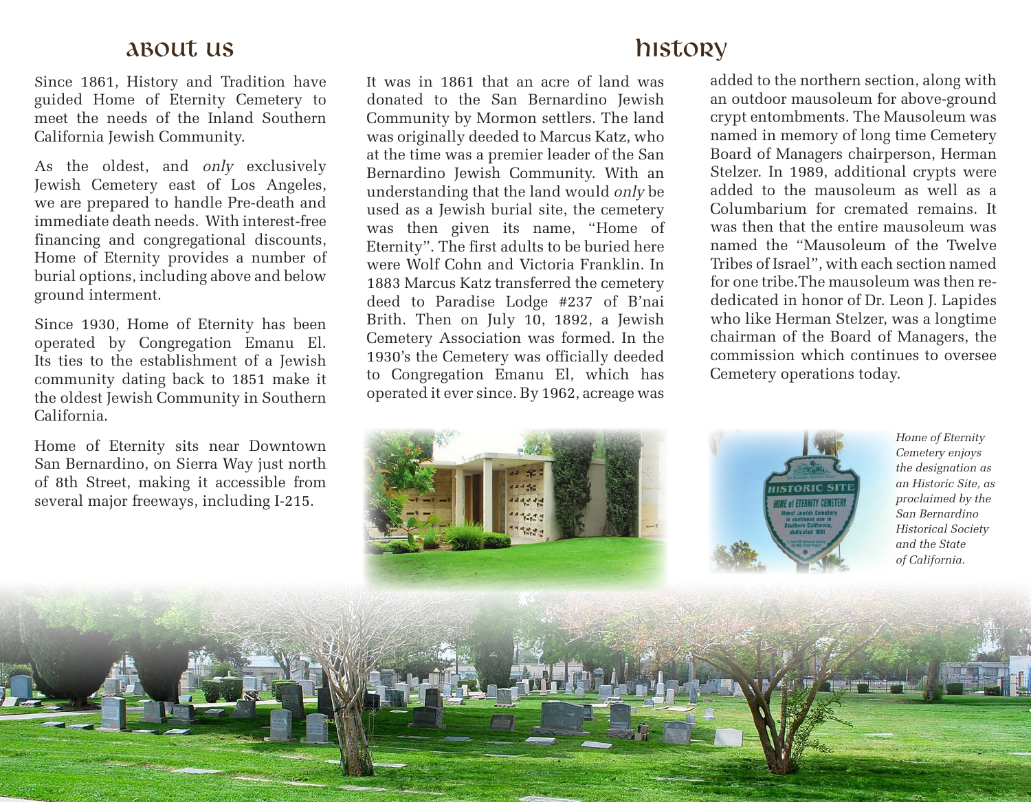## About Us

Since 1861, History and Tradition have guided Home of Eternity Cemetery to meet the needs of the Inland Southern California Jewish Community.

As the oldest, and *only* exclusively Jewish Cemetery east of Los Angeles, we are prepared to handle Pre-death and immediate death needs. With interest-free financing and congregational discounts, Home of Eternity provides a number of burial options, including above and below ground interment.

Since 1930, Home of Eternity has been operated by Congregation Emanu El. Its ties to the establishment of a Jewish community dating back to 1851 make it the oldest Jewish Community in Southern California.

Home of Eternity sits near Downtown San Bernardino, on Sierra Way just north of 8th Street, making it accessible from several major freeways, including I-215.

## History

It was in 1861 that an acre of land was donated to the San Bernardino Jewish Community by Mormon settlers. The land was originally deeded to Marcus Katz, who at the time was a premier leader of the San Bernardino Jewish Community. With an understanding that the land would *only* be used as a Jewish burial site, the cemetery was then given its name, "Home of Eternity". The first adults to be buried here were Wolf Cohn and Victoria Franklin. In 1883 Marcus Katz transferred the cemetery deed to Paradise Lodge #237 of B'nai Brith. Then on July 10, 1892, a Jewish Cemetery Association was formed. In the 1930's the Cemetery was officially deeded to Congregation Emanu El, which has operated it ever since. By 1962, acreage was added to the northern section, along with an outdoor mausoleum for above-ground crypt entombments. The Mausoleum was named in memory of long time Cemetery Board of Managers chairperson, Herman Stelzer. In 1989, additional crypts were added to the mausoleum as well as a Columbarium for cremated remains. It was then that the entire mausoleum was named the "Mausoleum of the Twelve Tribes of Israel", with each section named for one tribe.The mausoleum was then re-dedicated in honor of Dr. Leon J. Lapides who like Herman Stelzer, was a longtime chairman of the Board of Managers, the commission which continues to oversee Cemetery operations today.

*Home of Eternity Cemetery enjoys the designation as an Historic Site, as proclaimed by the San Bernardino Historical Society and the State of California.*